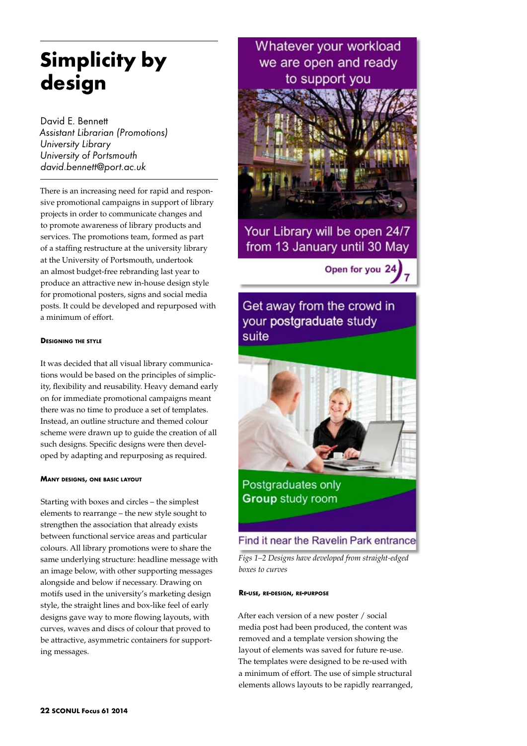# Simplicity by design

David E. Bennett
*Assistant Librarian (Promotions)*
*University Library*
*University of Portsmouth*
*david.bennett@port.ac.uk*

There is an increasing need for rapid and responsive promotional campaigns in support of library projects in order to communicate changes and to promote awareness of library products and services. The promotions team, formed as part of a staffing restructure at the university library at the University of Portsmouth, undertook an almost budget-free rebranding last year to produce an attractive new in-house design style for promotional posters, signs and social media posts. It could be developed and repurposed with a minimum of effort.

### Designing the style

It was decided that all visual library communications would be based on the principles of simplicity, flexibility and reusability. Heavy demand early on for immediate promotional campaigns meant there was no time to produce a set of templates. Instead, an outline structure and themed colour scheme were drawn up to guide the creation of all such designs. Specific designs were then developed by adapting and repurposing as required.

### Many designs, one basic layout

Starting with boxes and circles – the simplest elements to rearrange – the new style sought to strengthen the association that already exists between functional service areas and particular colours. All library promotions were to share the same underlying structure: headline message with an image below, with other supporting messages alongside and below if necessary. Drawing on motifs used in the university's marketing design style, the straight lines and box-like feel of early designs gave way to more flowing layouts, with curves, waves and discs of colour that proved to be attractive, asymmetric containers for supporting messages.

Whatever your workload we are open and ready to support you

Your Library will be open 24/7 from 13 January until 30 May

Open for you 24/7

Get away from the crowd in your postgraduate study suite

Postgraduates only **Group** study room

Find it near the Ravelin Park entrance

*Figs 1–2 Designs have developed from straight-edged boxes to curves*

### Re-use, re-design, re-purpose

After each version of a new poster / social media post had been produced, the content was removed and a template version showing the layout of elements was saved for future re-use. The templates were designed to be re-used with a minimum of effort. The use of simple structural elements allows layouts to be rapidly rearranged,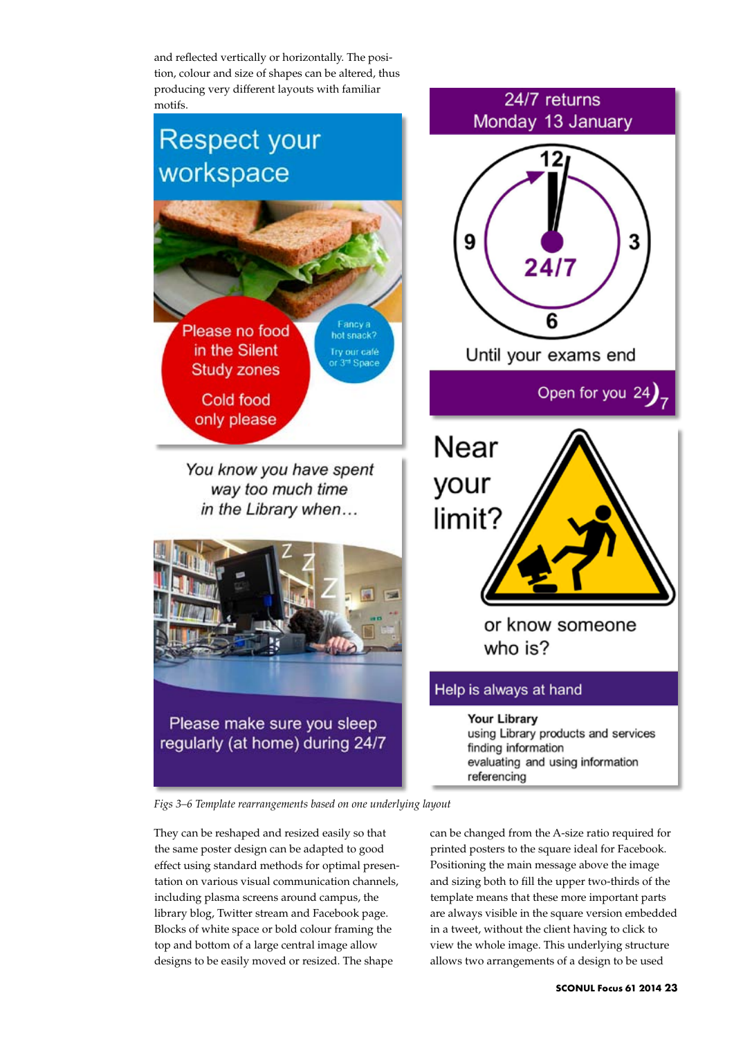and reflected vertically or horizontally. The position, colour and size of shapes can be altered, thus producing very different layouts with familiar motifs.

*Figs 3–6 Template rearrangements based on one underlying layout*

They can be reshaped and resized easily so that the same poster design can be adapted to good effect using standard methods for optimal presentation on various visual communication channels, including plasma screens around campus, the library blog, Twitter stream and Facebook page. Blocks of white space or bold colour framing the top and bottom of a large central image allow designs to be easily moved or resized. The shape can be changed from the A-size ratio required for printed posters to the square ideal for Facebook. Positioning the main message above the image and sizing both to fill the upper two-thirds of the template means that these more important parts are always visible in the square version embedded in a tweet, without the client having to click to view the whole image. This underlying structure allows two arrangements of a design to be used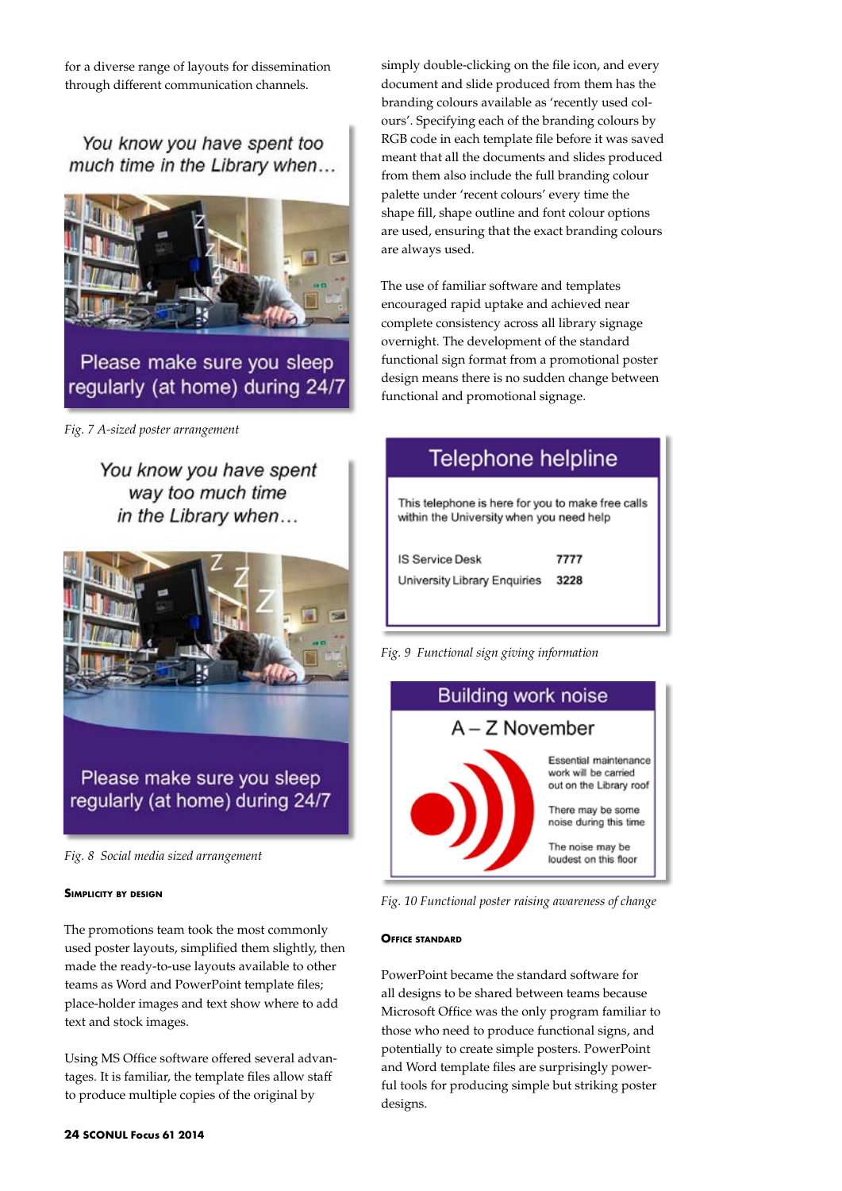for a diverse range of layouts for dissemination through different communication channels.

*Fig. 7 A-sized poster arrangement*

*Fig. 8 Social media sized arrangement*

## Simplicity by design

The promotions team took the most commonly used poster layouts, simplified them slightly, then made the ready-to-use layouts available to other teams as Word and PowerPoint template files; place-holder images and text show where to add text and stock images.

Using MS Office software offered several advantages. It is familiar, the template files allow staff to produce multiple copies of the original by simply double-clicking on the file icon, and every document and slide produced from them has the branding colours available as 'recently used colours'. Specifying each of the branding colours by RGB code in each template file before it was saved meant that all the documents and slides produced from them also include the full branding colour palette under 'recent colours' every time the shape fill, shape outline and font colour options are used, ensuring that the exact branding colours are always used.

The use of familiar software and templates encouraged rapid uptake and achieved near complete consistency across all library signage overnight. The development of the standard functional sign format from a promotional poster design means there is no sudden change between functional and promotional signage.

*Fig. 9 Functional sign giving information*

*Fig. 10 Functional poster raising awareness of change*

## Office standard

PowerPoint became the standard software for all designs to be shared between teams because Microsoft Office was the only program familiar to those who need to produce functional signs, and potentially to create simple posters. PowerPoint and Word template files are surprisingly powerful tools for producing simple but striking poster designs.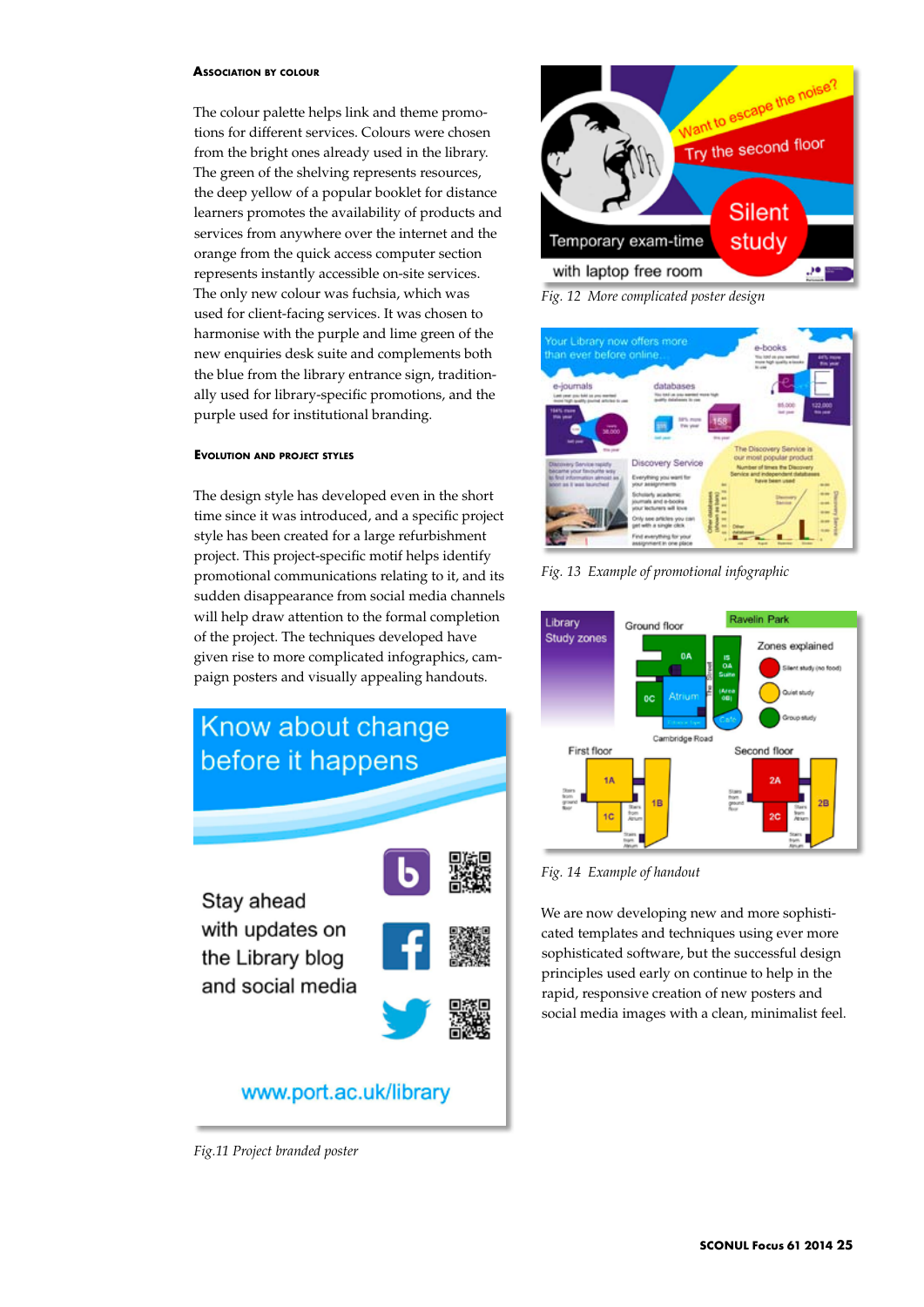### Association by colour

The colour palette helps link and theme promotions for different services. Colours were chosen from the bright ones already used in the library. The green of the shelving represents resources, the deep yellow of a popular booklet for distance learners promotes the availability of products and services from anywhere over the internet and the orange from the quick access computer section represents instantly accessible on-site services. The only new colour was fuchsia, which was used for client-facing services. It was chosen to harmonise with the purple and lime green of the new enquiries desk suite and complements both the blue from the library entrance sign, traditionally used for library-specific promotions, and the purple used for institutional branding.

### Evolution and project styles

The design style has developed even in the short time since it was introduced, and a specific project style has been created for a large refurbishment project. This project-specific motif helps identify promotional communications relating to it, and its sudden disappearance from social media channels will help draw attention to the formal completion of the project. The techniques developed have given rise to more complicated infographics, campaign posters and visually appealing handouts.

Fig.11 Project branded poster

Fig. 12 More complicated poster design

Fig. 13 Example of promotional infographic

Fig. 14 Example of handout

We are now developing new and more sophisticated templates and techniques using ever more sophisticated software, but the successful design principles used early on continue to help in the rapid, responsive creation of new posters and social media images with a clean, minimalist feel.